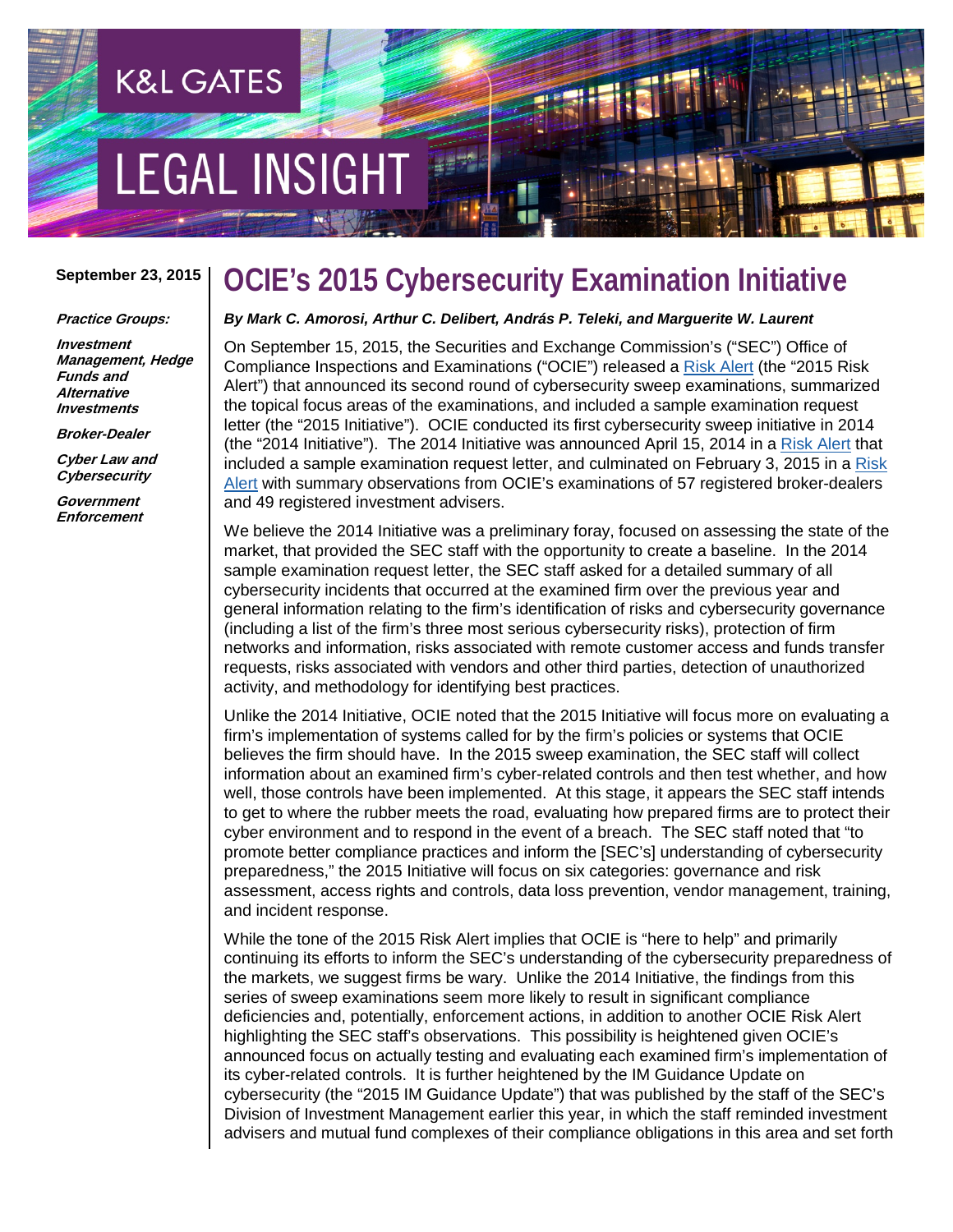K&L GATES

LEGAL INSIGHT

**September 23, 2015**

***Practice Groups:***

***Investment Management, Hedge Funds and Alternative Investments***

***Broker-Dealer***

***Cyber Law and Cybersecurity***

***Government Enforcement***

# OCIE's 2015 Cybersecurity Examination Initiative

***By Mark C. Amorosi, Arthur C. Delibert, András P. Teleki, and Marguerite W. Laurent***

On September 15, 2015, the Securities and Exchange Commission's ("SEC") Office of Compliance Inspections and Examinations ("OCIE") released a Risk Alert (the "2015 Risk Alert") that announced its second round of cybersecurity sweep examinations, summarized the topical focus areas of the examinations, and included a sample examination request letter (the "2015 Initiative"). OCIE conducted its first cybersecurity sweep initiative in 2014 (the "2014 Initiative"). The 2014 Initiative was announced April 15, 2014 in a Risk Alert that included a sample examination request letter, and culminated on February 3, 2015 in a Risk Alert with summary observations from OCIE's examinations of 57 registered broker-dealers and 49 registered investment advisers.

We believe the 2014 Initiative was a preliminary foray, focused on assessing the state of the market, that provided the SEC staff with the opportunity to create a baseline. In the 2014 sample examination request letter, the SEC staff asked for a detailed summary of all cybersecurity incidents that occurred at the examined firm over the previous year and general information relating to the firm's identification of risks and cybersecurity governance (including a list of the firm's three most serious cybersecurity risks), protection of firm networks and information, risks associated with remote customer access and funds transfer requests, risks associated with vendors and other third parties, detection of unauthorized activity, and methodology for identifying best practices.

Unlike the 2014 Initiative, OCIE noted that the 2015 Initiative will focus more on evaluating a firm's implementation of systems called for by the firm's policies or systems that OCIE believes the firm should have. In the 2015 sweep examination, the SEC staff will collect information about an examined firm's cyber-related controls and then test whether, and how well, those controls have been implemented. At this stage, it appears the SEC staff intends to get to where the rubber meets the road, evaluating how prepared firms are to protect their cyber environment and to respond in the event of a breach. The SEC staff noted that "to promote better compliance practices and inform the [SEC's] understanding of cybersecurity preparedness," the 2015 Initiative will focus on six categories: governance and risk assessment, access rights and controls, data loss prevention, vendor management, training, and incident response.

While the tone of the 2015 Risk Alert implies that OCIE is "here to help" and primarily continuing its efforts to inform the SEC's understanding of the cybersecurity preparedness of the markets, we suggest firms be wary. Unlike the 2014 Initiative, the findings from this series of sweep examinations seem more likely to result in significant compliance deficiencies and, potentially, enforcement actions, in addition to another OCIE Risk Alert highlighting the SEC staff's observations. This possibility is heightened given OCIE's announced focus on actually testing and evaluating each examined firm's implementation of its cyber-related controls. It is further heightened by the IM Guidance Update on cybersecurity (the "2015 IM Guidance Update") that was published by the staff of the SEC's Division of Investment Management earlier this year, in which the staff reminded investment advisers and mutual fund complexes of their compliance obligations in this area and set forth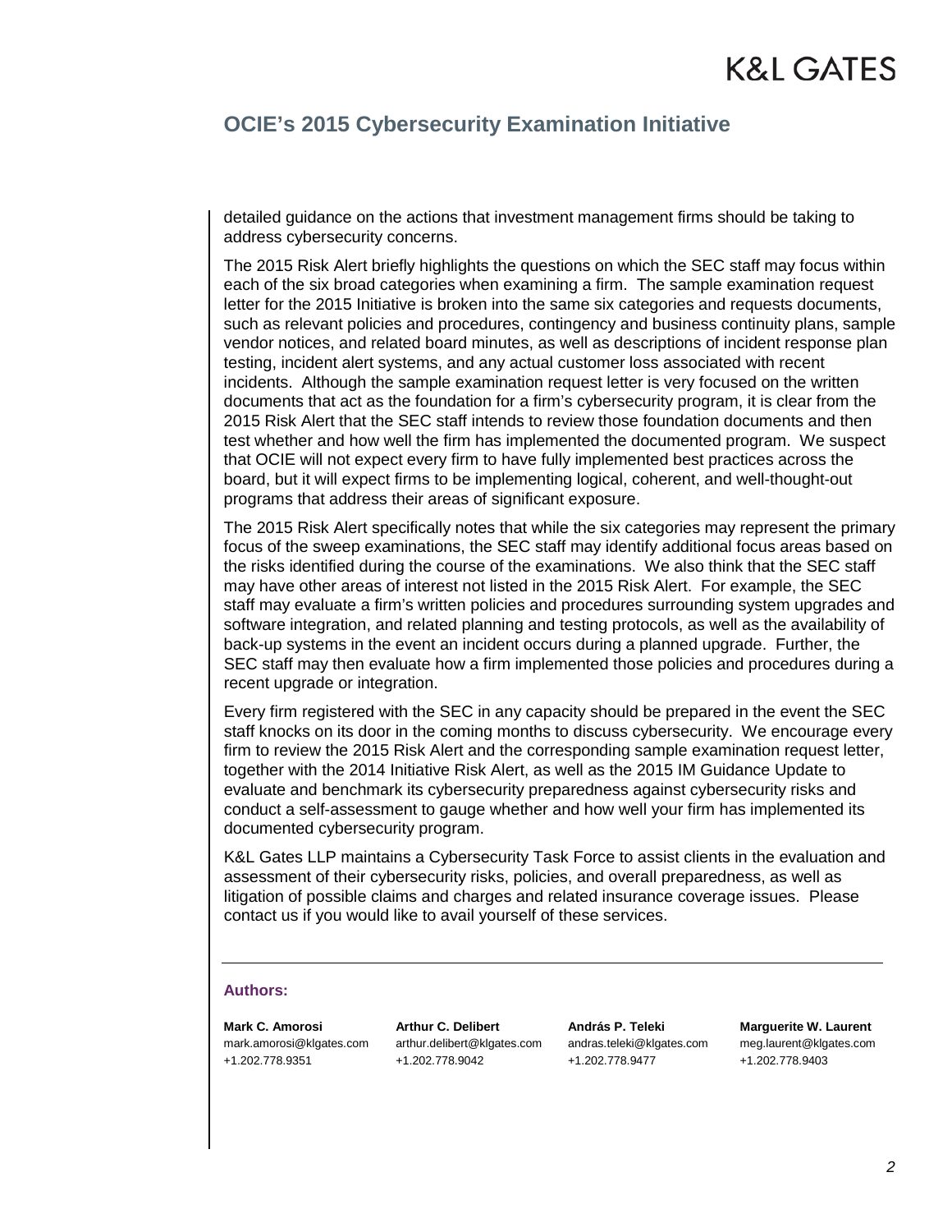detailed guidance on the actions that investment management firms should be taking to address cybersecurity concerns.

The 2015 Risk Alert briefly highlights the questions on which the SEC staff may focus within each of the six broad categories when examining a firm. The sample examination request letter for the 2015 Initiative is broken into the same six categories and requests documents, such as relevant policies and procedures, contingency and business continuity plans, sample vendor notices, and related board minutes, as well as descriptions of incident response plan testing, incident alert systems, and any actual customer loss associated with recent incidents. Although the sample examination request letter is very focused on the written documents that act as the foundation for a firm's cybersecurity program, it is clear from the 2015 Risk Alert that the SEC staff intends to review those foundation documents and then test whether and how well the firm has implemented the documented program. We suspect that OCIE will not expect every firm to have fully implemented best practices across the board, but it will expect firms to be implementing logical, coherent, and well-thought-out programs that address their areas of significant exposure.

The 2015 Risk Alert specifically notes that while the six categories may represent the primary focus of the sweep examinations, the SEC staff may identify additional focus areas based on the risks identified during the course of the examinations. We also think that the SEC staff may have other areas of interest not listed in the 2015 Risk Alert. For example, the SEC staff may evaluate a firm's written policies and procedures surrounding system upgrades and software integration, and related planning and testing protocols, as well as the availability of back-up systems in the event an incident occurs during a planned upgrade. Further, the SEC staff may then evaluate how a firm implemented those policies and procedures during a recent upgrade or integration.

Every firm registered with the SEC in any capacity should be prepared in the event the SEC staff knocks on its door in the coming months to discuss cybersecurity. We encourage every firm to review the 2015 Risk Alert and the corresponding sample examination request letter, together with the 2014 Initiative Risk Alert, as well as the 2015 IM Guidance Update to evaluate and benchmark its cybersecurity preparedness against cybersecurity risks and conduct a self-assessment to gauge whether and how well your firm has implemented its documented cybersecurity program.

K&L Gates LLP maintains a Cybersecurity Task Force to assist clients in the evaluation and assessment of their cybersecurity risks, policies, and overall preparedness, as well as litigation of possible claims and charges and related insurance coverage issues. Please contact us if you would like to avail yourself of these services.

---

**Authors:**

**Mark C. Amorosi**
mark.amorosi@klgates.com
+1.202.778.9351

**Arthur C. Delibert**
arthur.delibert@klgates.com
+1.202.778.9042

**András P. Teleki**
andras.teleki@klgates.com
+1.202.778.9477

**Marguerite W. Laurent**
meg.laurent@klgates.com
+1.202.778.9403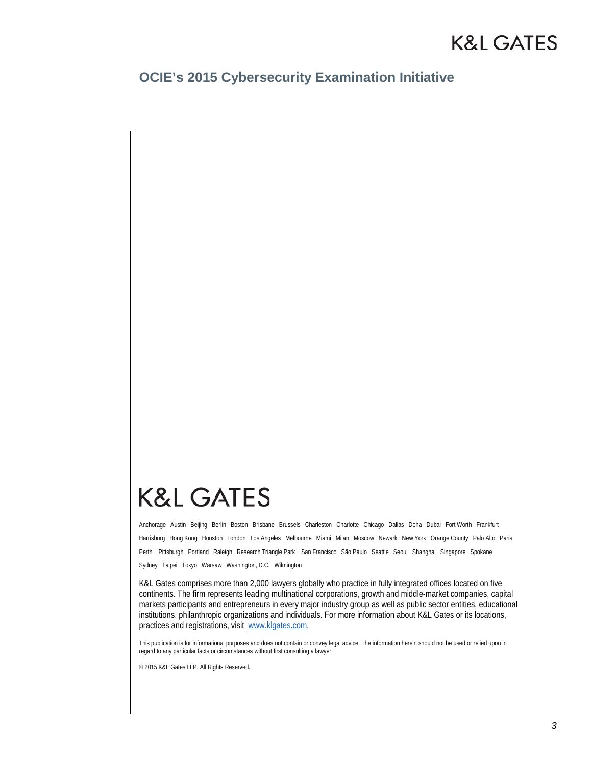K&L GATES

Anchorage Austin Beijing Berlin Boston Brisbane Brussels Charleston Charlotte Chicago Dallas Doha Dubai Fort Worth Frankfurt Harrisburg Hong Kong Houston London Los Angeles Melbourne Miami Milan Moscow Newark New York Orange County Palo Alto Paris Perth Pittsburgh Portland Raleigh Research Triangle Park San Francisco São Paulo Seattle Seoul Shanghai Singapore Spokane Sydney Taipei Tokyo Warsaw Washington, D.C. Wilmington

K&L Gates comprises more than 2,000 lawyers globally who practice in fully integrated offices located on five continents. The firm represents leading multinational corporations, growth and middle-market companies, capital markets participants and entrepreneurs in every major industry group as well as public sector entities, educational institutions, philanthropic organizations and individuals. For more information about K&L Gates or its locations, practices and registrations, visit www.klgates.com.

This publication is for informational purposes and does not contain or convey legal advice. The information herein should not be used or relied upon in regard to any particular facts or circumstances without first consulting a lawyer.

© 2015 K&L Gates LLP. All Rights Reserved.